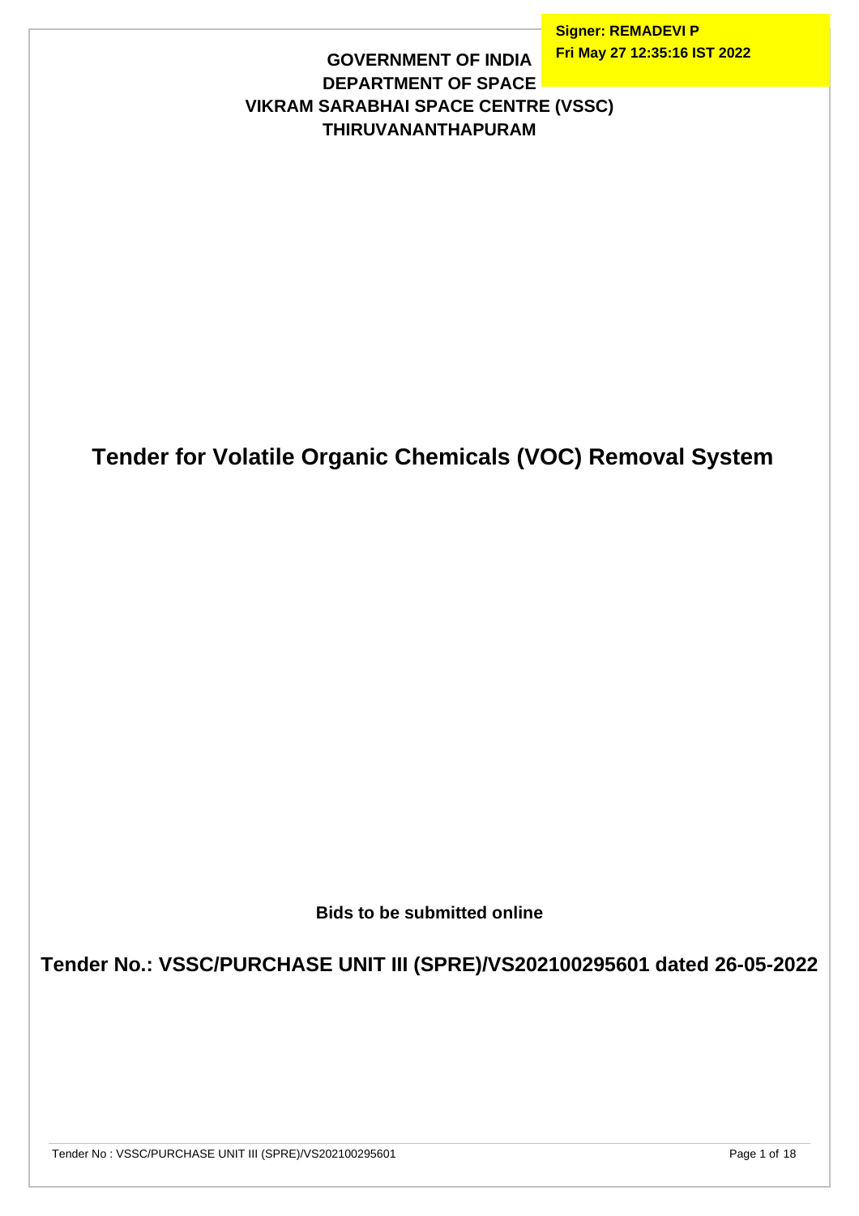**Signer: REMADEVI P**
**Fri May 27 12:35:16 IST 2022**

**GOVERNMENT OF INDIA**
**DEPARTMENT OF SPACE**
**VIKRAM SARABHAI SPACE CENTRE (VSSC)**
**THIRUVANANTHAPURAM**

# Tender for Volatile Organic Chemicals (VOC) Removal System

**Bids to be submitted online**

## Tender No.: VSSC/PURCHASE UNIT III (SPRE)/VS202100295601 dated 26-05-2022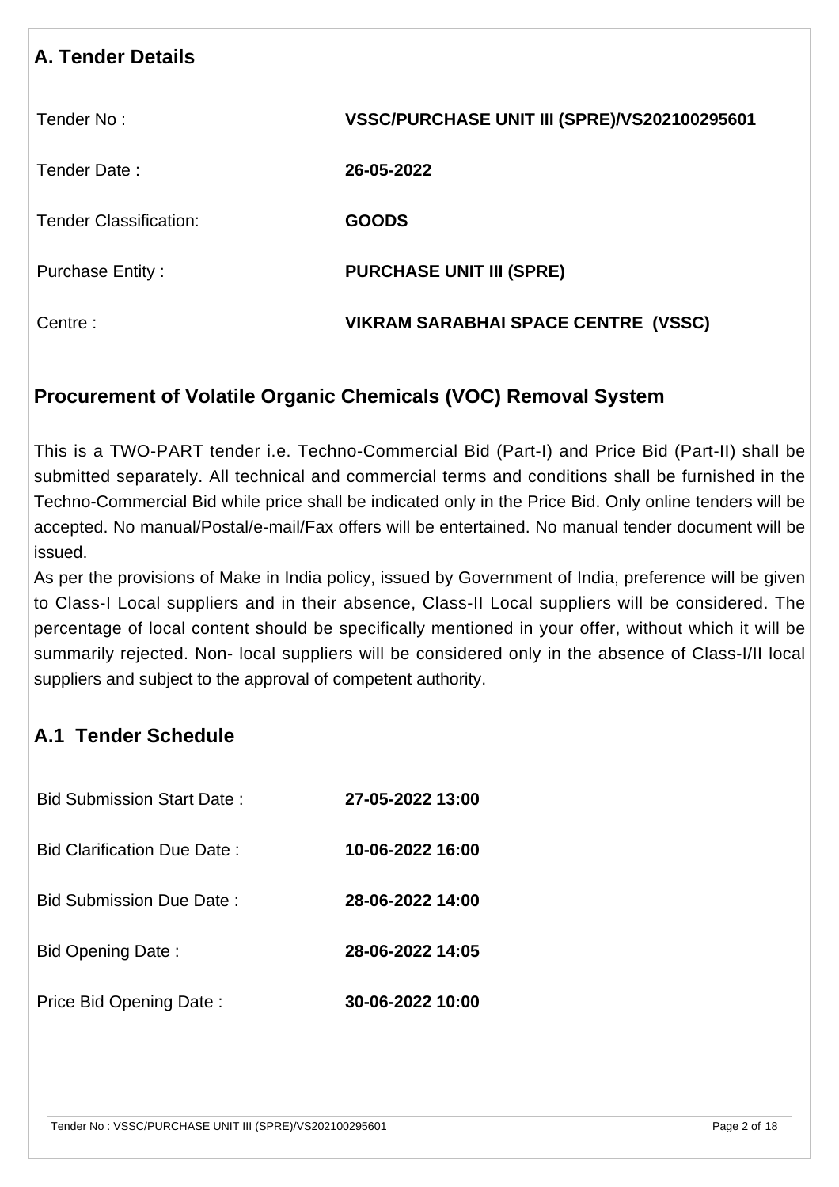## A. Tender Details

| | |
|---|---|
| Tender No : | **VSSC/PURCHASE UNIT III (SPRE)/VS202100295601** |
| Tender Date : | **26-05-2022** |
| Tender Classification: | **GOODS** |
| Purchase Entity : | **PURCHASE UNIT III (SPRE)** |
| Centre : | **VIKRAM SARABHAI SPACE CENTRE (VSSC)** |

## Procurement of Volatile Organic Chemicals (VOC) Removal System

This is a TWO-PART tender i.e. Techno-Commercial Bid (Part-I) and Price Bid (Part-II) shall be submitted separately. All technical and commercial terms and conditions shall be furnished in the Techno-Commercial Bid while price shall be indicated only in the Price Bid. Only online tenders will be accepted. No manual/Postal/e-mail/Fax offers will be entertained. No manual tender document will be issued.

As per the provisions of Make in India policy, issued by Government of India, preference will be given to Class-I Local suppliers and in their absence, Class-II Local suppliers will be considered. The percentage of local content should be specifically mentioned in your offer, without which it will be summarily rejected. Non- local suppliers will be considered only in the absence of Class-I/II local suppliers and subject to the approval of competent authority.

## A.1 Tender Schedule

| | |
|---|---|
| Bid Submission Start Date : | **27-05-2022 13:00** |
| Bid Clarification Due Date : | **10-06-2022 16:00** |
| Bid Submission Due Date : | **28-06-2022 14:00** |
| Bid Opening Date : | **28-06-2022 14:05** |
| Price Bid Opening Date : | **30-06-2022 10:00** |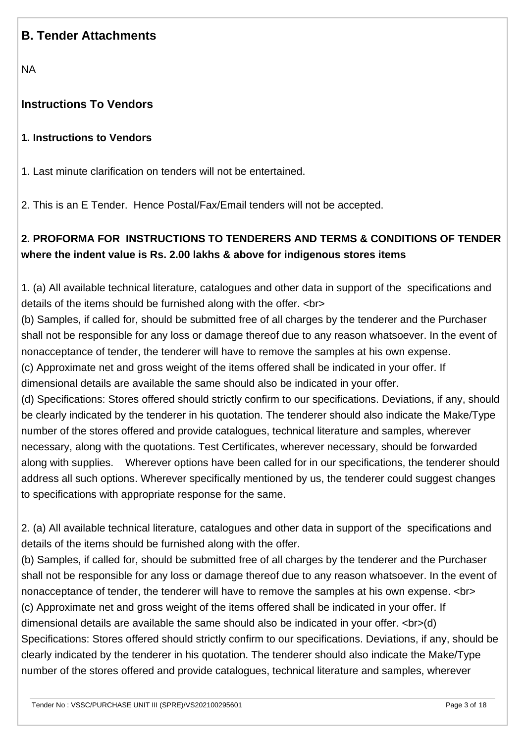## B. Tender Attachments

NA

## Instructions To Vendors

### 1. Instructions to Vendors

1. Last minute clarification on tenders will not be entertained.

2. This is an E Tender. Hence Postal/Fax/Email tenders will not be accepted.

### 2. PROFORMA FOR INSTRUCTIONS TO TENDERERS AND TERMS & CONDITIONS OF TENDER where the indent value is Rs. 2.00 lakhs & above for indigenous stores items

1. (a) All available technical literature, catalogues and other data in support of the specifications and details of the items should be furnished along with the offer. <br>
(b) Samples, if called for, should be submitted free of all charges by the tenderer and the Purchaser shall not be responsible for any loss or damage thereof due to any reason whatsoever. In the event of nonacceptance of tender, the tenderer will have to remove the samples at his own expense.
(c) Approximate net and gross weight of the items offered shall be indicated in your offer. If dimensional details are available the same should also be indicated in your offer.
(d) Specifications: Stores offered should strictly confirm to our specifications. Deviations, if any, should be clearly indicated by the tenderer in his quotation. The tenderer should also indicate the Make/Type number of the stores offered and provide catalogues, technical literature and samples, wherever necessary, along with the quotations. Test Certificates, wherever necessary, should be forwarded along with supplies. Wherever options have been called for in our specifications, the tenderer should address all such options. Wherever specifically mentioned by us, the tenderer could suggest changes to specifications with appropriate response for the same.

2. (a) All available technical literature, catalogues and other data in support of the specifications and details of the items should be furnished along with the offer.
(b) Samples, if called for, should be submitted free of all charges by the tenderer and the Purchaser shall not be responsible for any loss or damage thereof due to any reason whatsoever. In the event of nonacceptance of tender, the tenderer will have to remove the samples at his own expense. <br>
(c) Approximate net and gross weight of the items offered shall be indicated in your offer. If dimensional details are available the same should also be indicated in your offer. <br>(d) Specifications: Stores offered should strictly confirm to our specifications. Deviations, if any, should be clearly indicated by the tenderer in his quotation. The tenderer should also indicate the Make/Type number of the stores offered and provide catalogues, technical literature and samples, wherever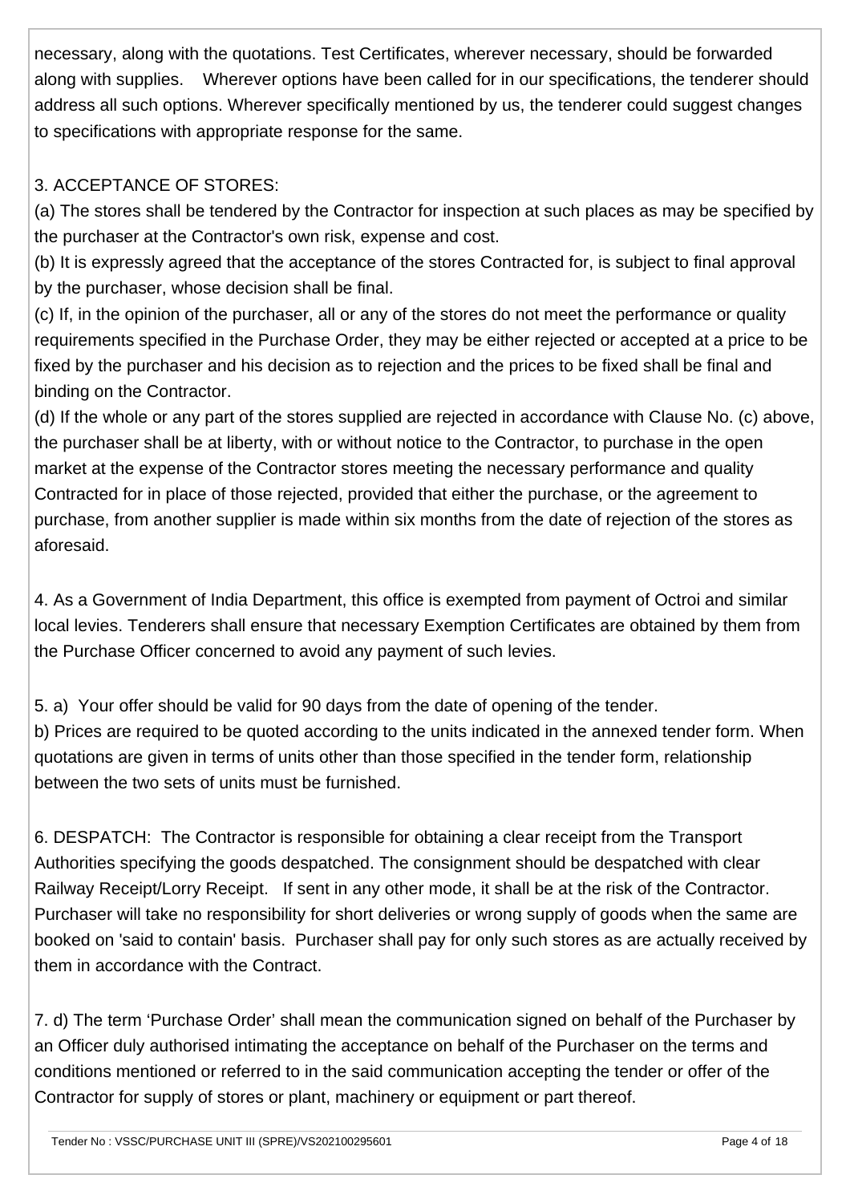necessary, along with the quotations. Test Certificates, wherever necessary, should be forwarded along with supplies. Wherever options have been called for in our specifications, the tenderer should address all such options. Wherever specifically mentioned by us, the tenderer could suggest changes to specifications with appropriate response for the same.

3. ACCEPTANCE OF STORES:

(a) The stores shall be tendered by the Contractor for inspection at such places as may be specified by the purchaser at the Contractor's own risk, expense and cost.

(b) It is expressly agreed that the acceptance of the stores Contracted for, is subject to final approval by the purchaser, whose decision shall be final.

(c) If, in the opinion of the purchaser, all or any of the stores do not meet the performance or quality requirements specified in the Purchase Order, they may be either rejected or accepted at a price to be fixed by the purchaser and his decision as to rejection and the prices to be fixed shall be final and binding on the Contractor.

(d) If the whole or any part of the stores supplied are rejected in accordance with Clause No. (c) above, the purchaser shall be at liberty, with or without notice to the Contractor, to purchase in the open market at the expense of the Contractor stores meeting the necessary performance and quality Contracted for in place of those rejected, provided that either the purchase, or the agreement to purchase, from another supplier is made within six months from the date of rejection of the stores as aforesaid.

4. As a Government of India Department, this office is exempted from payment of Octroi and similar local levies. Tenderers shall ensure that necessary Exemption Certificates are obtained by them from the Purchase Officer concerned to avoid any payment of such levies.

5. a) Your offer should be valid for 90 days from the date of opening of the tender.

b) Prices are required to be quoted according to the units indicated in the annexed tender form. When quotations are given in terms of units other than those specified in the tender form, relationship between the two sets of units must be furnished.

6. DESPATCH: The Contractor is responsible for obtaining a clear receipt from the Transport Authorities specifying the goods despatched. The consignment should be despatched with clear Railway Receipt/Lorry Receipt. If sent in any other mode, it shall be at the risk of the Contractor. Purchaser will take no responsibility for short deliveries or wrong supply of goods when the same are booked on 'said to contain' basis. Purchaser shall pay for only such stores as are actually received by them in accordance with the Contract.

7. d) The term 'Purchase Order' shall mean the communication signed on behalf of the Purchaser by an Officer duly authorised intimating the acceptance on behalf of the Purchaser on the terms and conditions mentioned or referred to in the said communication accepting the tender or offer of the Contractor for supply of stores or plant, machinery or equipment or part thereof.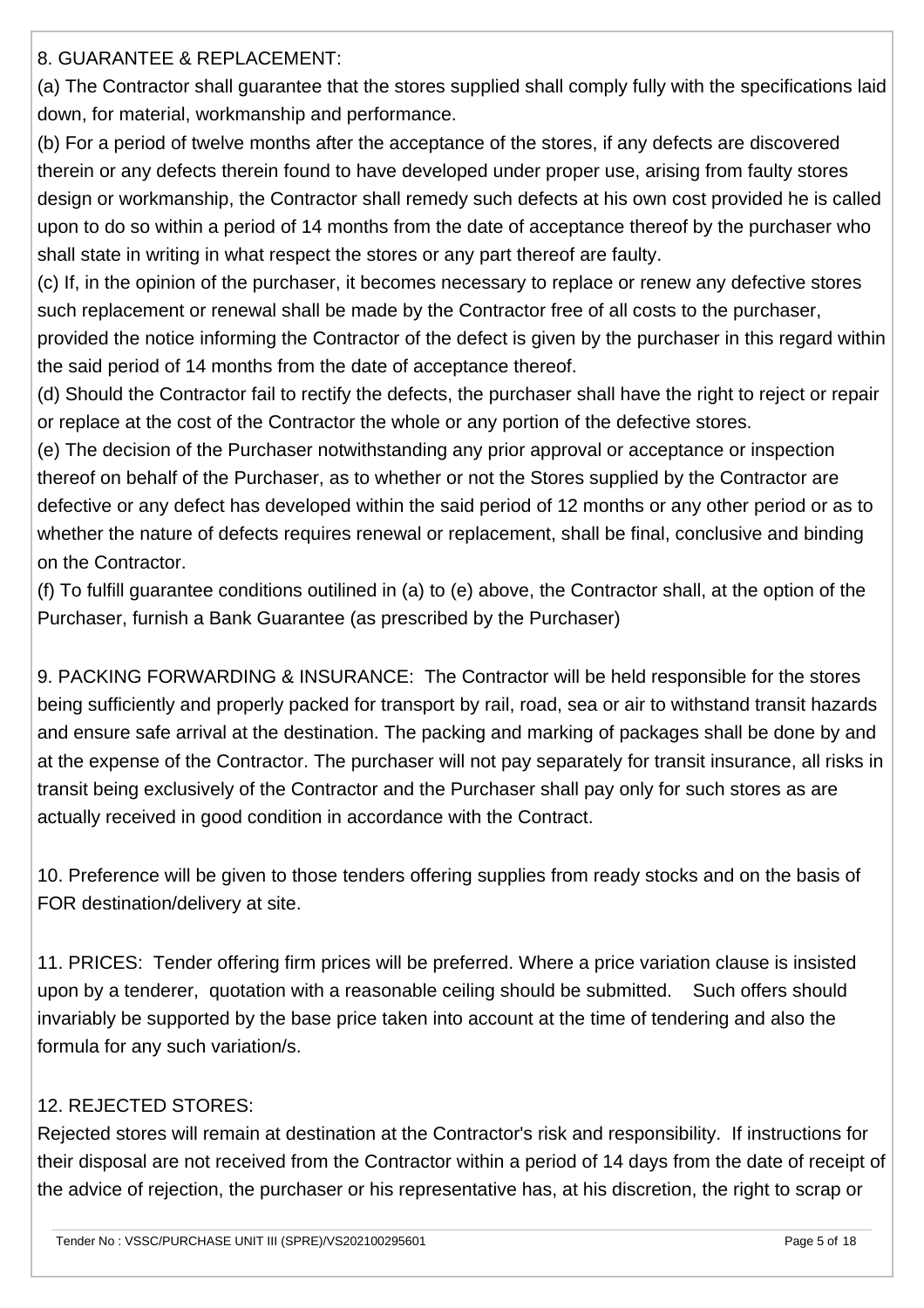8. GUARANTEE & REPLACEMENT:

(a) The Contractor shall guarantee that the stores supplied shall comply fully with the specifications laid down, for material, workmanship and performance.

(b) For a period of twelve months after the acceptance of the stores, if any defects are discovered therein or any defects therein found to have developed under proper use, arising from faulty stores design or workmanship, the Contractor shall remedy such defects at his own cost provided he is called upon to do so within a period of 14 months from the date of acceptance thereof by the purchaser who shall state in writing in what respect the stores or any part thereof are faulty.

(c) If, in the opinion of the purchaser, it becomes necessary to replace or renew any defective stores such replacement or renewal shall be made by the Contractor free of all costs to the purchaser, provided the notice informing the Contractor of the defect is given by the purchaser in this regard within the said period of 14 months from the date of acceptance thereof.

(d) Should the Contractor fail to rectify the defects, the purchaser shall have the right to reject or repair or replace at the cost of the Contractor the whole or any portion of the defective stores.

(e) The decision of the Purchaser notwithstanding any prior approval or acceptance or inspection thereof on behalf of the Purchaser, as to whether or not the Stores supplied by the Contractor are defective or any defect has developed within the said period of 12 months or any other period or as to whether the nature of defects requires renewal or replacement, shall be final, conclusive and binding on the Contractor.

(f) To fulfill guarantee conditions outilined in (a) to (e) above, the Contractor shall, at the option of the Purchaser, furnish a Bank Guarantee (as prescribed by the Purchaser)

9. PACKING FORWARDING & INSURANCE: The Contractor will be held responsible for the stores being sufficiently and properly packed for transport by rail, road, sea or air to withstand transit hazards and ensure safe arrival at the destination. The packing and marking of packages shall be done by and at the expense of the Contractor. The purchaser will not pay separately for transit insurance, all risks in transit being exclusively of the Contractor and the Purchaser shall pay only for such stores as are actually received in good condition in accordance with the Contract.

10. Preference will be given to those tenders offering supplies from ready stocks and on the basis of FOR destination/delivery at site.

11. PRICES: Tender offering firm prices will be preferred. Where a price variation clause is insisted upon by a tenderer, quotation with a reasonable ceiling should be submitted. Such offers should invariably be supported by the base price taken into account at the time of tendering and also the formula for any such variation/s.

12. REJECTED STORES:

Rejected stores will remain at destination at the Contractor's risk and responsibility. If instructions for their disposal are not received from the Contractor within a period of 14 days from the date of receipt of the advice of rejection, the purchaser or his representative has, at his discretion, the right to scrap or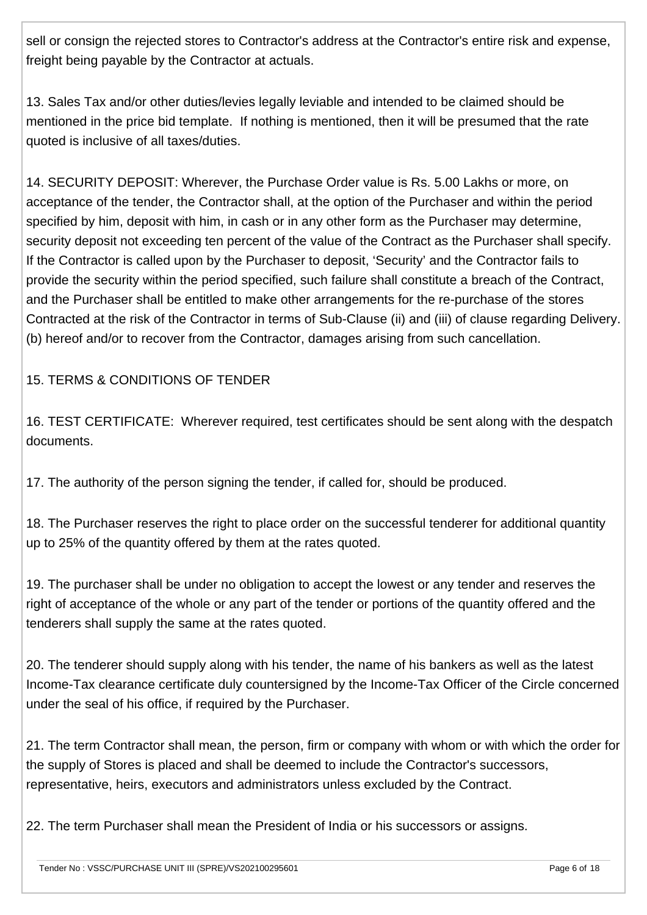sell or consign the rejected stores to Contractor's address at the Contractor's entire risk and expense, freight being payable by the Contractor at actuals.

13. Sales Tax and/or other duties/levies legally leviable and intended to be claimed should be mentioned in the price bid template. If nothing is mentioned, then it will be presumed that the rate quoted is inclusive of all taxes/duties.

14. SECURITY DEPOSIT: Wherever, the Purchase Order value is Rs. 5.00 Lakhs or more, on acceptance of the tender, the Contractor shall, at the option of the Purchaser and within the period specified by him, deposit with him, in cash or in any other form as the Purchaser may determine, security deposit not exceeding ten percent of the value of the Contract as the Purchaser shall specify. If the Contractor is called upon by the Purchaser to deposit, 'Security' and the Contractor fails to provide the security within the period specified, such failure shall constitute a breach of the Contract, and the Purchaser shall be entitled to make other arrangements for the re-purchase of the stores Contracted at the risk of the Contractor in terms of Sub-Clause (ii) and (iii) of clause regarding Delivery. (b) hereof and/or to recover from the Contractor, damages arising from such cancellation.

15. TERMS & CONDITIONS OF TENDER

16. TEST CERTIFICATE: Wherever required, test certificates should be sent along with the despatch documents.

17. The authority of the person signing the tender, if called for, should be produced.

18. The Purchaser reserves the right to place order on the successful tenderer for additional quantity up to 25% of the quantity offered by them at the rates quoted.

19. The purchaser shall be under no obligation to accept the lowest or any tender and reserves the right of acceptance of the whole or any part of the tender or portions of the quantity offered and the tenderers shall supply the same at the rates quoted.

20. The tenderer should supply along with his tender, the name of his bankers as well as the latest Income-Tax clearance certificate duly countersigned by the Income-Tax Officer of the Circle concerned under the seal of his office, if required by the Purchaser.

21. The term Contractor shall mean, the person, firm or company with whom or with which the order for the supply of Stores is placed and shall be deemed to include the Contractor's successors, representative, heirs, executors and administrators unless excluded by the Contract.

22. The term Purchaser shall mean the President of India or his successors or assigns.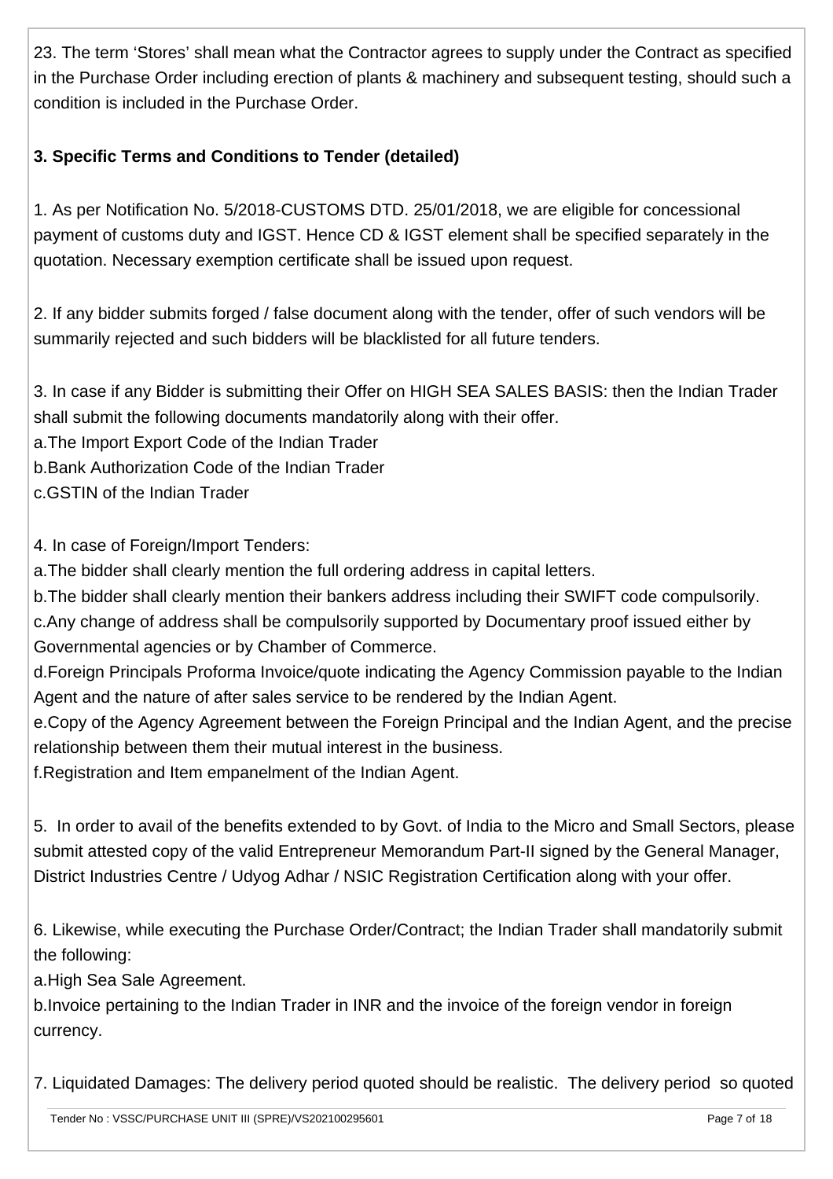23. The term 'Stores' shall mean what the Contractor agrees to supply under the Contract as specified in the Purchase Order including erection of plants & machinery and subsequent testing, should such a condition is included in the Purchase Order.

**3. Specific Terms and Conditions to Tender (detailed)**

1. As per Notification No. 5/2018-CUSTOMS DTD. 25/01/2018, we are eligible for concessional payment of customs duty and IGST. Hence CD & IGST element shall be specified separately in the quotation. Necessary exemption certificate shall be issued upon request.

2. If any bidder submits forged / false document along with the tender, offer of such vendors will be summarily rejected and such bidders will be blacklisted for all future tenders.

3. In case if any Bidder is submitting their Offer on HIGH SEA SALES BASIS: then the Indian Trader shall submit the following documents mandatorily along with their offer.
a.The Import Export Code of the Indian Trader
b.Bank Authorization Code of the Indian Trader
c.GSTIN of the Indian Trader

4. In case of Foreign/Import Tenders:
a.The bidder shall clearly mention the full ordering address in capital letters.
b.The bidder shall clearly mention their bankers address including their SWIFT code compulsorily.
c.Any change of address shall be compulsorily supported by Documentary proof issued either by Governmental agencies or by Chamber of Commerce.
d.Foreign Principals Proforma Invoice/quote indicating the Agency Commission payable to the Indian Agent and the nature of after sales service to be rendered by the Indian Agent.
e.Copy of the Agency Agreement between the Foreign Principal and the Indian Agent, and the precise relationship between them their mutual interest in the business.
f.Registration and Item empanelment of the Indian Agent.

5. In order to avail of the benefits extended to by Govt. of India to the Micro and Small Sectors, please submit attested copy of the valid Entrepreneur Memorandum Part-II signed by the General Manager, District Industries Centre / Udyog Adhar / NSIC Registration Certification along with your offer.

6. Likewise, while executing the Purchase Order/Contract; the Indian Trader shall mandatorily submit the following:
a.High Sea Sale Agreement.
b.Invoice pertaining to the Indian Trader in INR and the invoice of the foreign vendor in foreign currency.

7. Liquidated Damages: The delivery period quoted should be realistic. The delivery period so quoted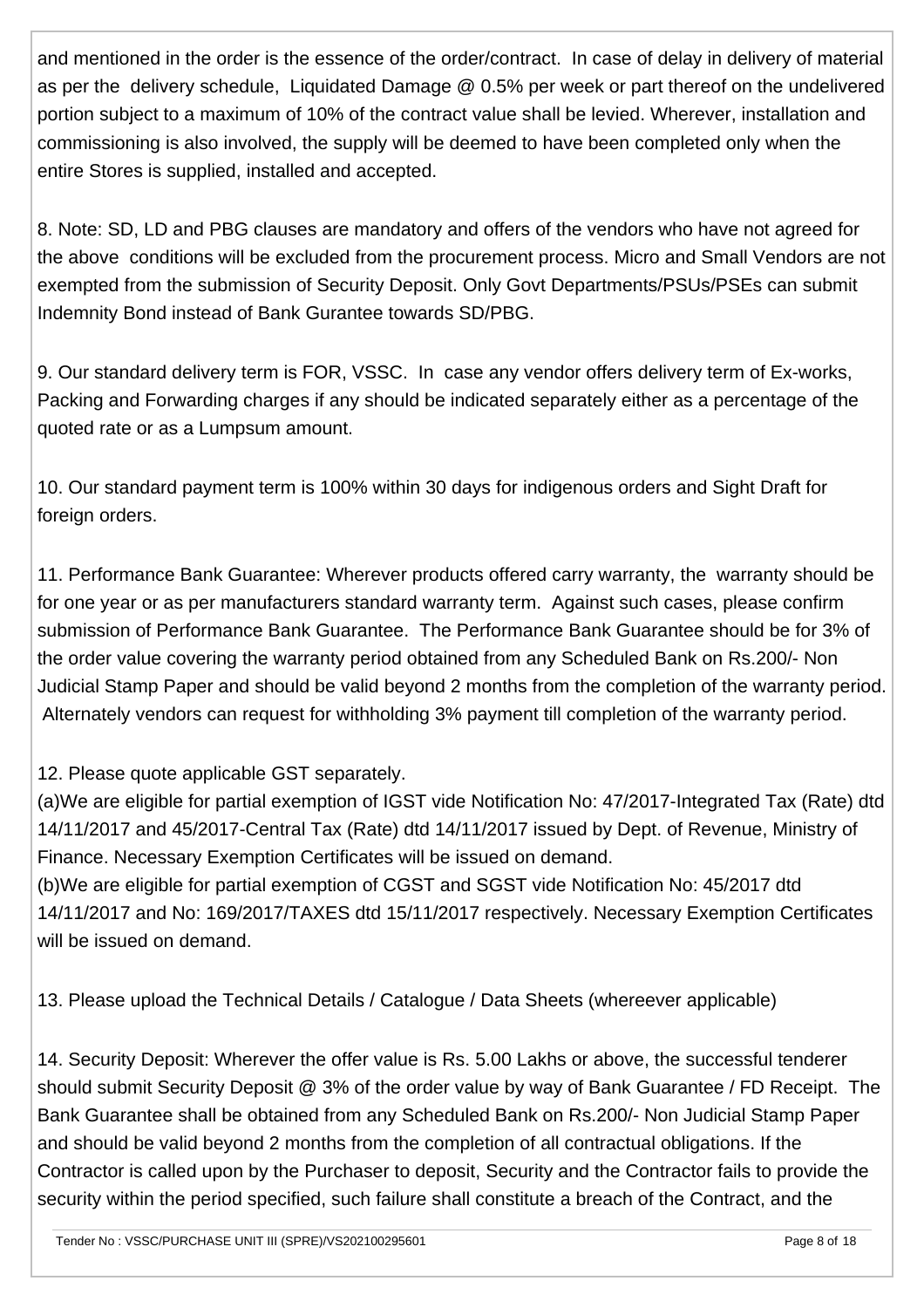and mentioned in the order is the essence of the order/contract. In case of delay in delivery of material as per the delivery schedule, Liquidated Damage @ 0.5% per week or part thereof on the undelivered portion subject to a maximum of 10% of the contract value shall be levied. Wherever, installation and commissioning is also involved, the supply will be deemed to have been completed only when the entire Stores is supplied, installed and accepted.

8. Note: SD, LD and PBG clauses are mandatory and offers of the vendors who have not agreed for the above conditions will be excluded from the procurement process. Micro and Small Vendors are not exempted from the submission of Security Deposit. Only Govt Departments/PSUs/PSEs can submit Indemnity Bond instead of Bank Gurantee towards SD/PBG.

9. Our standard delivery term is FOR, VSSC. In case any vendor offers delivery term of Ex-works, Packing and Forwarding charges if any should be indicated separately either as a percentage of the quoted rate or as a Lumpsum amount.

10. Our standard payment term is 100% within 30 days for indigenous orders and Sight Draft for foreign orders.

11. Performance Bank Guarantee: Wherever products offered carry warranty, the warranty should be for one year or as per manufacturers standard warranty term. Against such cases, please confirm submission of Performance Bank Guarantee. The Performance Bank Guarantee should be for 3% of the order value covering the warranty period obtained from any Scheduled Bank on Rs.200/- Non Judicial Stamp Paper and should be valid beyond 2 months from the completion of the warranty period. Alternately vendors can request for withholding 3% payment till completion of the warranty period.

12. Please quote applicable GST separately.
(a)We are eligible for partial exemption of IGST vide Notification No: 47/2017-Integrated Tax (Rate) dtd 14/11/2017 and 45/2017-Central Tax (Rate) dtd 14/11/2017 issued by Dept. of Revenue, Ministry of Finance. Necessary Exemption Certificates will be issued on demand.
(b)We are eligible for partial exemption of CGST and SGST vide Notification No: 45/2017 dtd 14/11/2017 and No: 169/2017/TAXES dtd 15/11/2017 respectively. Necessary Exemption Certificates will be issued on demand.

13. Please upload the Technical Details / Catalogue / Data Sheets (whereever applicable)

14. Security Deposit: Wherever the offer value is Rs. 5.00 Lakhs or above, the successful tenderer should submit Security Deposit @ 3% of the order value by way of Bank Guarantee / FD Receipt. The Bank Guarantee shall be obtained from any Scheduled Bank on Rs.200/- Non Judicial Stamp Paper and should be valid beyond 2 months from the completion of all contractual obligations. If the Contractor is called upon by the Purchaser to deposit, Security and the Contractor fails to provide the security within the period specified, such failure shall constitute a breach of the Contract, and the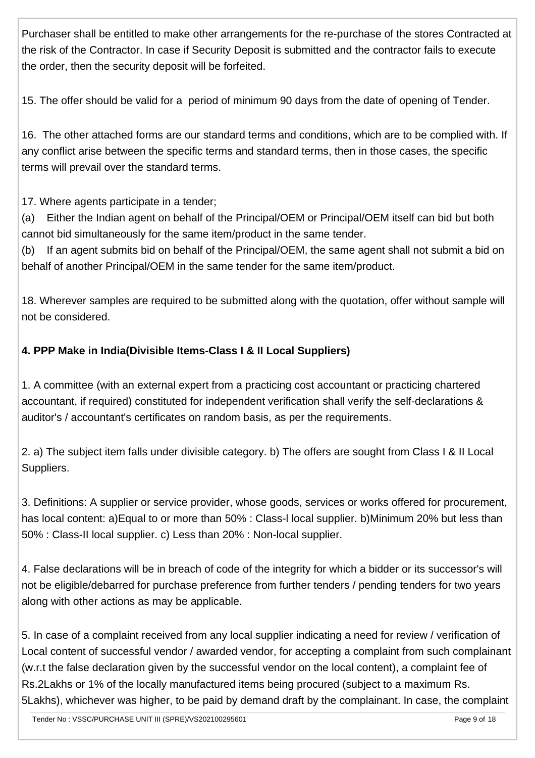Purchaser shall be entitled to make other arrangements for the re-purchase of the stores Contracted at the risk of the Contractor. In case if Security Deposit is submitted and the contractor fails to execute the order, then the security deposit will be forfeited.

15. The offer should be valid for a period of minimum 90 days from the date of opening of Tender.

16. The other attached forms are our standard terms and conditions, which are to be complied with. If any conflict arise between the specific terms and standard terms, then in those cases, the specific terms will prevail over the standard terms.

17. Where agents participate in a tender;

(a) Either the Indian agent on behalf of the Principal/OEM or Principal/OEM itself can bid but both cannot bid simultaneously for the same item/product in the same tender.

(b) If an agent submits bid on behalf of the Principal/OEM, the same agent shall not submit a bid on behalf of another Principal/OEM in the same tender for the same item/product.

18. Wherever samples are required to be submitted along with the quotation, offer without sample will not be considered.

**4. PPP Make in India(Divisible Items-Class I & II Local Suppliers)**

1. A committee (with an external expert from a practicing cost accountant or practicing chartered accountant, if required) constituted for independent verification shall verify the self-declarations & auditor's / accountant's certificates on random basis, as per the requirements.

2. a) The subject item falls under divisible category. b) The offers are sought from Class I & II Local Suppliers.

3. Definitions: A supplier or service provider, whose goods, services or works offered for procurement, has local content: a)Equal to or more than 50% : Class-l local supplier. b)Minimum 20% but less than 50% : Class-II local supplier. c) Less than 20% : Non-local supplier.

4. False declarations will be in breach of code of the integrity for which a bidder or its successor's will not be eligible/debarred for purchase preference from further tenders / pending tenders for two years along with other actions as may be applicable.

5. In case of a complaint received from any local supplier indicating a need for review / verification of Local content of successful vendor / awarded vendor, for accepting a complaint from such complainant (w.r.t the false declaration given by the successful vendor on the local content), a complaint fee of Rs.2Lakhs or 1% of the locally manufactured items being procured (subject to a maximum Rs. 5Lakhs), whichever was higher, to be paid by demand draft by the complainant. In case, the complaint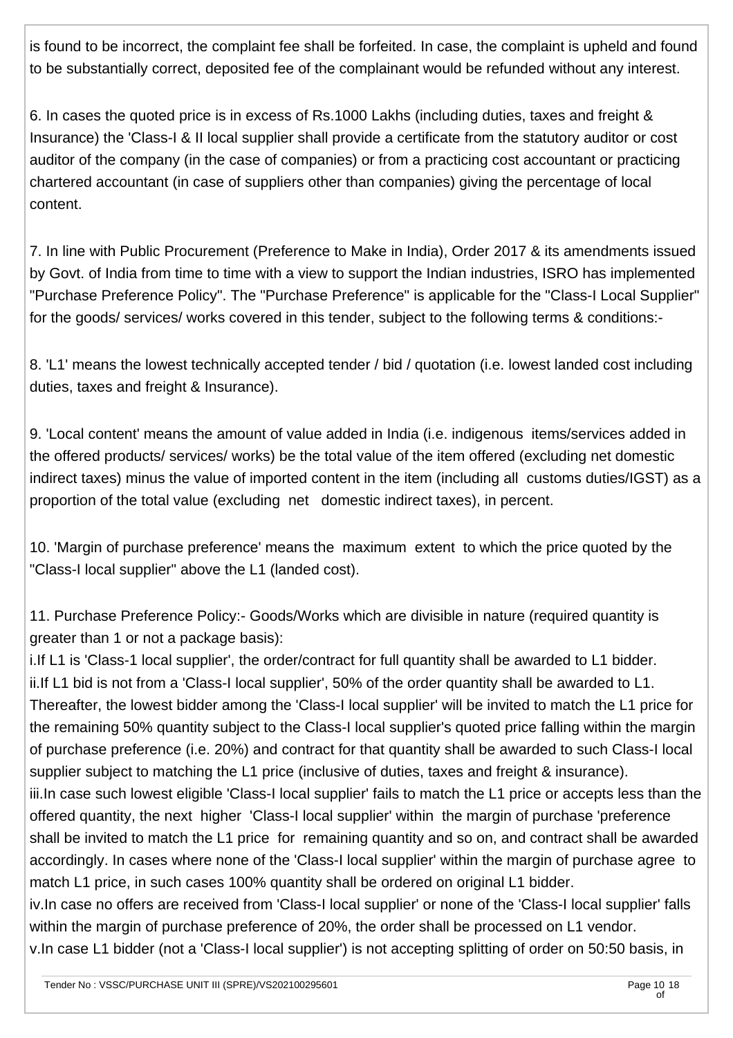is found to be incorrect, the complaint fee shall be forfeited. In case, the complaint is upheld and found to be substantially correct, deposited fee of the complainant would be refunded without any interest.

6. In cases the quoted price is in excess of Rs.1000 Lakhs (including duties, taxes and freight & Insurance) the 'Class-I & II local supplier shall provide a certificate from the statutory auditor or cost auditor of the company (in the case of companies) or from a practicing cost accountant or practicing chartered accountant (in case of suppliers other than companies) giving the percentage of local content.

7. In line with Public Procurement (Preference to Make in India), Order 2017 & its amendments issued by Govt. of India from time to time with a view to support the Indian industries, ISRO has implemented "Purchase Preference Policy". The "Purchase Preference" is applicable for the "Class-I Local Supplier" for the goods/ services/ works covered in this tender, subject to the following terms & conditions:-

8. 'L1' means the lowest technically accepted tender / bid / quotation (i.e. lowest landed cost including duties, taxes and freight & Insurance).

9. 'Local content' means the amount of value added in India (i.e. indigenous items/services added in the offered products/ services/ works) be the total value of the item offered (excluding net domestic indirect taxes) minus the value of imported content in the item (including all customs duties/IGST) as a proportion of the total value (excluding net domestic indirect taxes), in percent.

10. 'Margin of purchase preference' means the maximum extent to which the price quoted by the "Class-I local supplier" above the L1 (landed cost).

11. Purchase Preference Policy:- Goods/Works which are divisible in nature (required quantity is greater than 1 or not a package basis):
i.If L1 is 'Class-1 local supplier', the order/contract for full quantity shall be awarded to L1 bidder.
ii.If L1 bid is not from a 'Class-I local supplier', 50% of the order quantity shall be awarded to L1. Thereafter, the lowest bidder among the 'Class-I local supplier' will be invited to match the L1 price for the remaining 50% quantity subject to the Class-I local supplier's quoted price falling within the margin of purchase preference (i.e. 20%) and contract for that quantity shall be awarded to such Class-I local supplier subject to matching the L1 price (inclusive of duties, taxes and freight & insurance).
iii.In case such lowest eligible 'Class-I local supplier' fails to match the L1 price or accepts less than the offered quantity, the next higher 'Class-I local supplier' within the margin of purchase 'preference shall be invited to match the L1 price for remaining quantity and so on, and contract shall be awarded accordingly. In cases where none of the 'Class-I local supplier' within the margin of purchase agree to match L1 price, in such cases 100% quantity shall be ordered on original L1 bidder.
iv.In case no offers are received from 'Class-I local supplier' or none of the 'Class-I local supplier' falls within the margin of purchase preference of 20%, the order shall be processed on L1 vendor.
v.In case L1 bidder (not a 'Class-I local supplier') is not accepting splitting of order on 50:50 basis, in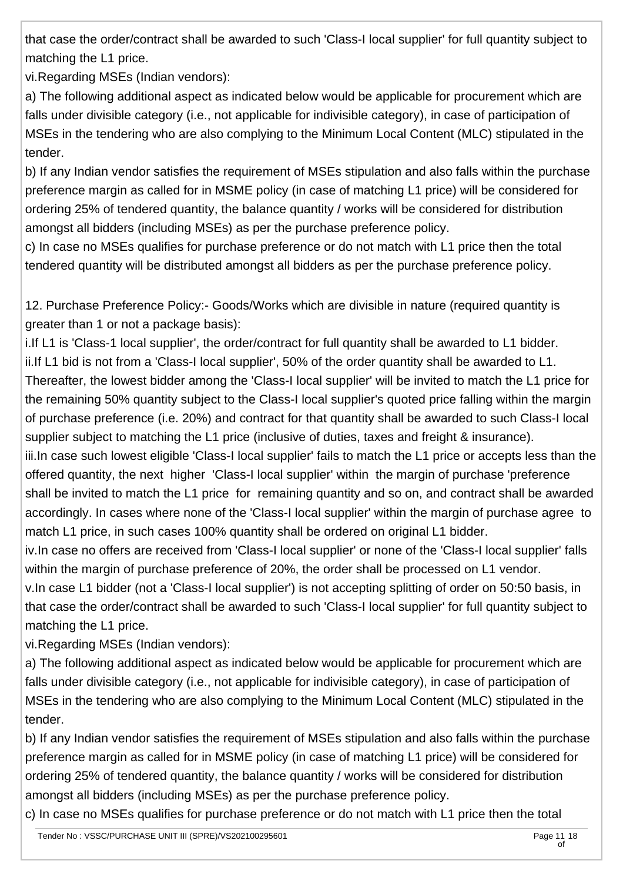that case the order/contract shall be awarded to such 'Class-I local supplier' for full quantity subject to matching the L1 price.

vi.Regarding MSEs (Indian vendors):

a) The following additional aspect as indicated below would be applicable for procurement which are falls under divisible category (i.e., not applicable for indivisible category), in case of participation of MSEs in the tendering who are also complying to the Minimum Local Content (MLC) stipulated in the tender.

b) If any Indian vendor satisfies the requirement of MSEs stipulation and also falls within the purchase preference margin as called for in MSME policy (in case of matching L1 price) will be considered for ordering 25% of tendered quantity, the balance quantity / works will be considered for distribution amongst all bidders (including MSEs) as per the purchase preference policy.

c) In case no MSEs qualifies for purchase preference or do not match with L1 price then the total tendered quantity will be distributed amongst all bidders as per the purchase preference policy.

12. Purchase Preference Policy:- Goods/Works which are divisible in nature (required quantity is greater than 1 or not a package basis):

i.If L1 is 'Class-1 local supplier', the order/contract for full quantity shall be awarded to L1 bidder.

ii.If L1 bid is not from a 'Class-I local supplier', 50% of the order quantity shall be awarded to L1. Thereafter, the lowest bidder among the 'Class-I local supplier' will be invited to match the L1 price for the remaining 50% quantity subject to the Class-I local supplier's quoted price falling within the margin of purchase preference (i.e. 20%) and contract for that quantity shall be awarded to such Class-I local supplier subject to matching the L1 price (inclusive of duties, taxes and freight & insurance).

iii.In case such lowest eligible 'Class-I local supplier' fails to match the L1 price or accepts less than the offered quantity, the next higher 'Class-I local supplier' within the margin of purchase 'preference shall be invited to match the L1 price for remaining quantity and so on, and contract shall be awarded accordingly. In cases where none of the 'Class-I local supplier' within the margin of purchase agree to match L1 price, in such cases 100% quantity shall be ordered on original L1 bidder.

iv.In case no offers are received from 'Class-I local supplier' or none of the 'Class-I local supplier' falls within the margin of purchase preference of 20%, the order shall be processed on L1 vendor.

v.In case L1 bidder (not a 'Class-I local supplier') is not accepting splitting of order on 50:50 basis, in that case the order/contract shall be awarded to such 'Class-I local supplier' for full quantity subject to matching the L1 price.

vi.Regarding MSEs (Indian vendors):

a) The following additional aspect as indicated below would be applicable for procurement which are falls under divisible category (i.e., not applicable for indivisible category), in case of participation of MSEs in the tendering who are also complying to the Minimum Local Content (MLC) stipulated in the tender.

b) If any Indian vendor satisfies the requirement of MSEs stipulation and also falls within the purchase preference margin as called for in MSME policy (in case of matching L1 price) will be considered for ordering 25% of tendered quantity, the balance quantity / works will be considered for distribution amongst all bidders (including MSEs) as per the purchase preference policy.

c) In case no MSEs qualifies for purchase preference or do not match with L1 price then the total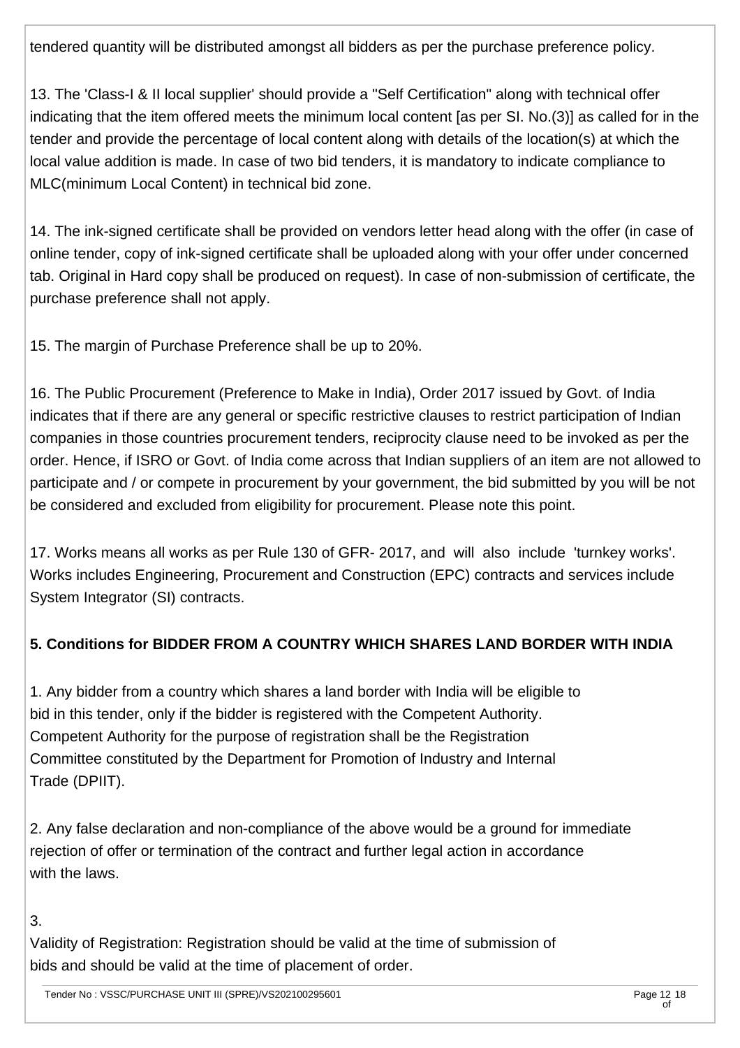tendered quantity will be distributed amongst all bidders as per the purchase preference policy.

13. The 'Class-I & II local supplier' should provide a "Self Certification" along with technical offer indicating that the item offered meets the minimum local content [as per SI. No.(3)] as called for in the tender and provide the percentage of local content along with details of the location(s) at which the local value addition is made. In case of two bid tenders, it is mandatory to indicate compliance to MLC(minimum Local Content) in technical bid zone.

14. The ink-signed certificate shall be provided on vendors letter head along with the offer (in case of online tender, copy of ink-signed certificate shall be uploaded along with your offer under concerned tab. Original in Hard copy shall be produced on request). In case of non-submission of certificate, the purchase preference shall not apply.

15. The margin of Purchase Preference shall be up to 20%.

16. The Public Procurement (Preference to Make in India), Order 2017 issued by Govt. of India indicates that if there are any general or specific restrictive clauses to restrict participation of Indian companies in those countries procurement tenders, reciprocity clause need to be invoked as per the order. Hence, if ISRO or Govt. of India come across that Indian suppliers of an item are not allowed to participate and / or compete in procurement by your government, the bid submitted by you will be not be considered and excluded from eligibility for procurement. Please note this point.

17. Works means all works as per Rule 130 of GFR- 2017, and will also include 'turnkey works'. Works includes Engineering, Procurement and Construction (EPC) contracts and services include System Integrator (SI) contracts.

**5. Conditions for BIDDER FROM A COUNTRY WHICH SHARES LAND BORDER WITH INDIA**

1. Any bidder from a country which shares a land border with India will be eligible to bid in this tender, only if the bidder is registered with the Competent Authority. Competent Authority for the purpose of registration shall be the Registration Committee constituted by the Department for Promotion of Industry and Internal Trade (DPIIT).

2. Any false declaration and non-compliance of the above would be a ground for immediate rejection of offer or termination of the contract and further legal action in accordance with the laws.

3.
Validity of Registration: Registration should be valid at the time of submission of bids and should be valid at the time of placement of order.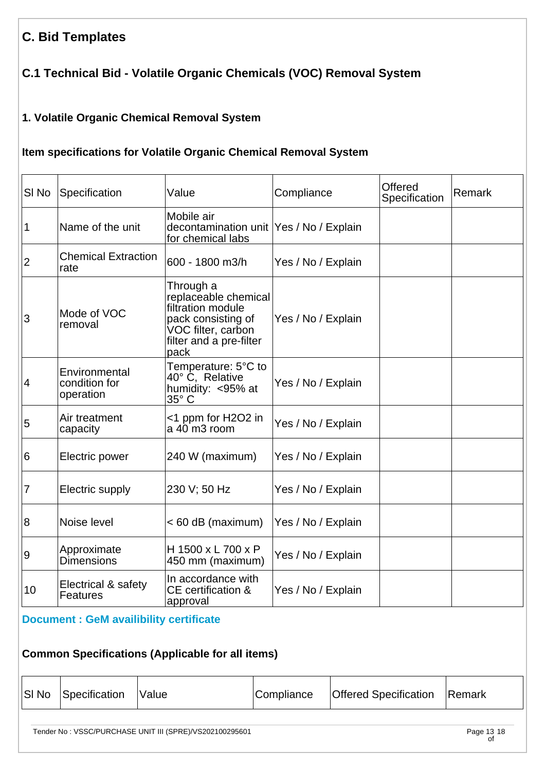# C. Bid Templates

## C.1 Technical Bid - Volatile Organic Chemicals (VOC) Removal System

### 1. Volatile Organic Chemical Removal System

### Item specifications for Volatile Organic Chemical Removal System

| Sl No | Specification | Value | Compliance | Offered Specification | Remark |
|---|---|---|---|---|---|
| 1 | Name of the unit | Mobile air decontamination unit for chemical labs | Yes / No / Explain | | |
| 2 | Chemical Extraction rate | 600 - 1800 m3/h | Yes / No / Explain | | |
| 3 | Mode of VOC removal | Through a replaceable chemical filtration module pack consisting of VOC filter, carbon filter and a pre-filter pack | Yes / No / Explain | | |
| 4 | Environmental condition for operation | Temperature: 5°C to 40° C, Relative humidity: <95% at 35° C | Yes / No / Explain | | |
| 5 | Air treatment capacity | <1 ppm for $H_2O_2$ in a 40 m3 room | Yes / No / Explain | | |
| 6 | Electric power | 240 W (maximum) | Yes / No / Explain | | |
| 7 | Electric supply | 230 V; 50 Hz | Yes / No / Explain | | |
| 8 | Noise level | < 60 dB (maximum) | Yes / No / Explain | | |
| 9 | Approximate Dimensions | H 1500 x L 700 x P 450 mm (maximum) | Yes / No / Explain | | |
| 10 | Electrical & safety Features | In accordance with CE certification & approval | Yes / No / Explain | | |

**Document : GeM availibility certificate**

### Common Specifications (Applicable for all items)

| Sl No | Specification | Value | Compliance | Offered Specification | Remark |
|---|---|---|---|---|---|

Tender No : VSSC/PURCHASE UNIT III (SPRE)/VS202100295601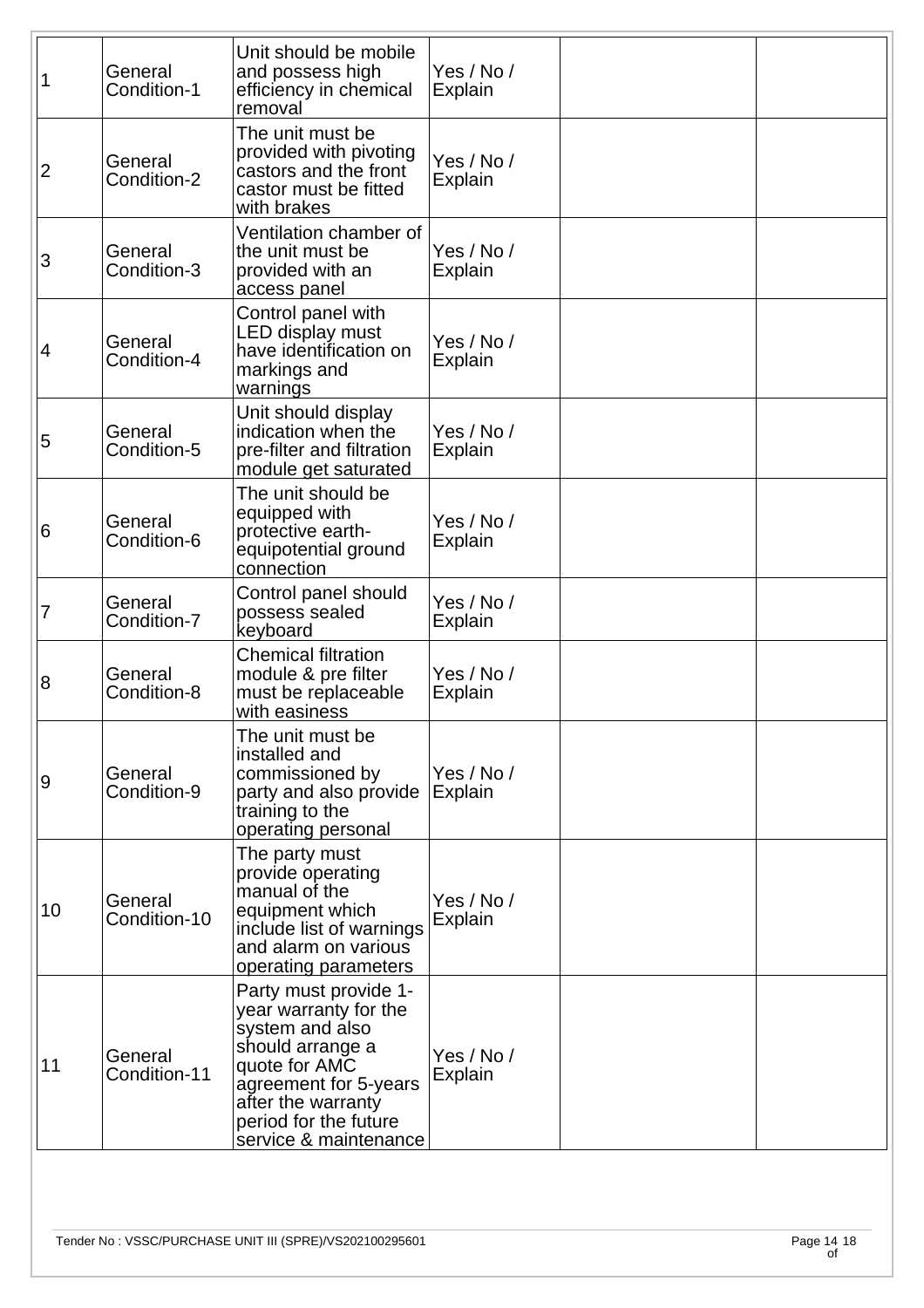| | | | | | |
|---|---|---|---|---|---|
| 1 | General Condition-1 | Unit should be mobile and possess high efficiency in chemical removal | Yes / No / Explain | | |
| 2 | General Condition-2 | The unit must be provided with pivoting castors and the front castor must be fitted with brakes | Yes / No / Explain | | |
| 3 | General Condition-3 | Ventilation chamber of the unit must be provided with an access panel | Yes / No / Explain | | |
| 4 | General Condition-4 | Control panel with LED display must have identification on markings and warnings | Yes / No / Explain | | |
| 5 | General Condition-5 | Unit should display indication when the pre-filter and filtration module get saturated | Yes / No / Explain | | |
| 6 | General Condition-6 | The unit should be equipped with protective earth-equipotential ground connection | Yes / No / Explain | | |
| 7 | General Condition-7 | Control panel should possess sealed keyboard | Yes / No / Explain | | |
| 8 | General Condition-8 | Chemical filtration module & pre filter must be replaceable with easiness | Yes / No / Explain | | |
| 9 | General Condition-9 | The unit must be installed and commissioned by party and also provide training to the operating personal | Yes / No / Explain | | |
| 10 | General Condition-10 | The party must provide operating manual of the equipment which include list of warnings and alarm on various operating parameters | Yes / No / Explain | | |
| 11 | General Condition-11 | Party must provide 1-year warranty for the system and also should arrange a quote for AMC agreement for 5-years after the warranty period for the future service & maintenance | Yes / No / Explain | | |

Tender No : VSSC/PURCHASE UNIT III (SPRE)/VS202100295601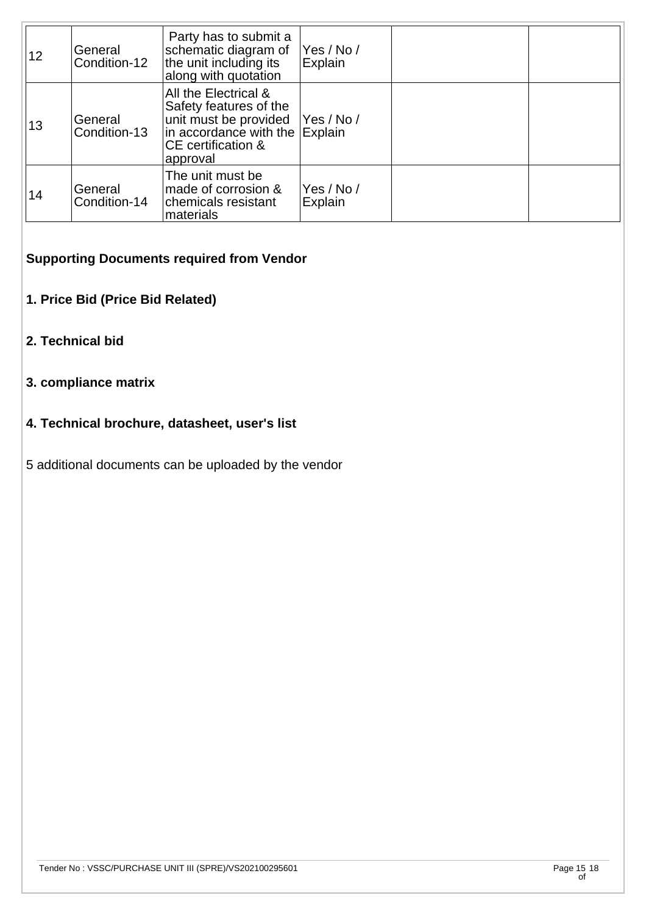| | | | | | |
|---|---|---|---|---|---|
| 12 | General Condition-12 | Party has to submit a schematic diagram of the unit including its along with quotation | Yes / No / Explain | | |
| 13 | General Condition-13 | All the Electrical & Safety features of the unit must be provided in accordance with the CE certification & approval | Yes / No / Explain | | |
| 14 | General Condition-14 | The unit must be made of corrosion & chemicals resistant materials | Yes / No / Explain | | |

**Supporting Documents required from Vendor**

**1. Price Bid (Price Bid Related)**

**2. Technical bid**

**3. compliance matrix**

**4. Technical brochure, datasheet, user's list**

5 additional documents can be uploaded by the vendor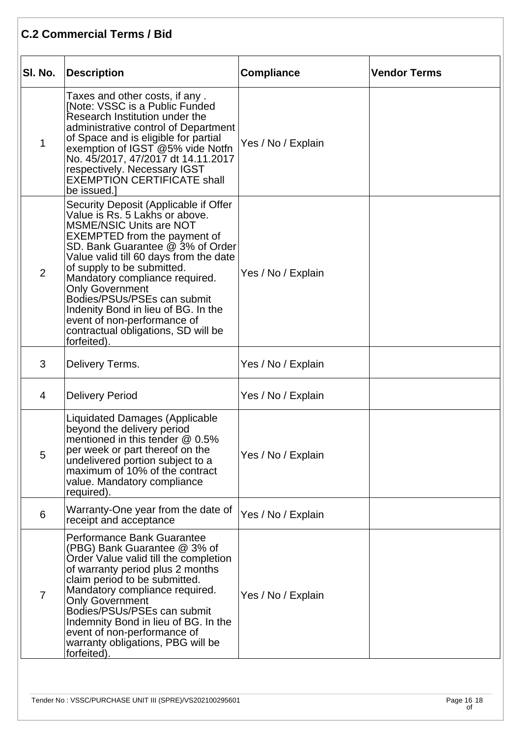## C.2 Commercial Terms / Bid

| Sl. No. | Description | Compliance | Vendor Terms |
|---|---|---|---|
| 1 | Taxes and other costs, if any . [Note: VSSC is a Public Funded Research Institution under the administrative control of Department of Space and is eligible for partial exemption of IGST @5% vide Notfn No. 45/2017, 47/2017 dt 14.11.2017 respectively. Necessary IGST EXEMPTION CERTIFICATE shall be issued.] | Yes / No / Explain | |
| 2 | Security Deposit (Applicable if Offer Value is Rs. 5 Lakhs or above. MSME/NSIC Units are NOT EXEMPTED from the payment of SD. Bank Guarantee @ 3% of Order Value valid till 60 days from the date of supply to be submitted. Mandatory compliance required. Only Government Bodies/PSUs/PSEs can submit Indenity Bond in lieu of BG. In the event of non-performance of contractual obligations, SD will be forfeited). | Yes / No / Explain | |
| 3 | Delivery Terms. | Yes / No / Explain | |
| 4 | Delivery Period | Yes / No / Explain | |
| 5 | Liquidated Damages (Applicable beyond the delivery period mentioned in this tender @ 0.5% per week or part thereof on the undelivered portion subject to a maximum of 10% of the contract value. Mandatory compliance required). | Yes / No / Explain | |
| 6 | Warranty-One year from the date of receipt and acceptance | Yes / No / Explain | |
| 7 | Performance Bank Guarantee (PBG) Bank Guarantee @ 3% of Order Value valid till the completion of warranty period plus 2 months claim period to be submitted. Mandatory compliance required. Only Government Bodies/PSUs/PSEs can submit Indemnity Bond in lieu of BG. In the event of non-performance of warranty obligations, PBG will be forfeited). | Yes / No / Explain | |

Tender No : VSSC/PURCHASE UNIT III (SPRE)/VS202100295601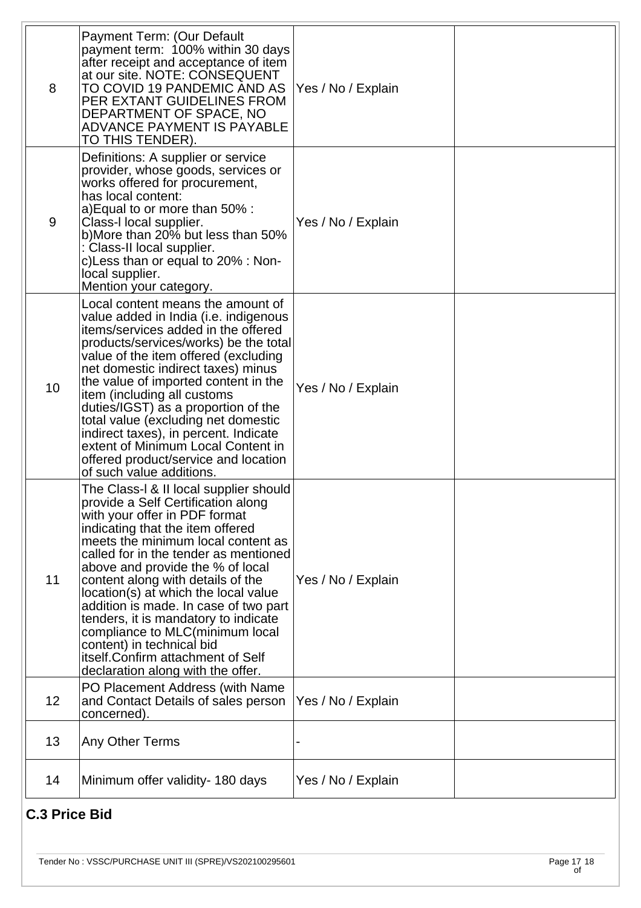| | | | |
|---|---|---|---|
| 8 | Payment Term: (Our Default payment term: 100% within 30 days after receipt and acceptance of item at our site. NOTE: CONSEQUENT TO COVID 19 PANDEMIC AND AS PER EXTANT GUIDELINES FROM DEPARTMENT OF SPACE, NO ADVANCE PAYMENT IS PAYABLE TO THIS TENDER). | Yes / No / Explain | |
| 9 | Definitions: A supplier or service provider, whose goods, services or works offered for procurement, has local content:<br>a)Equal to or more than 50% : Class-I local supplier.<br>b)More than 20% but less than 50% : Class-II local supplier.<br>c)Less than or equal to 20% : Non-local supplier.<br>Mention your category. | Yes / No / Explain | |
| 10 | Local content means the amount of value added in India (i.e. indigenous items/services added in the offered products/services/works) be the total value of the item offered (excluding net domestic indirect taxes) minus the value of imported content in the item (including all customs duties/IGST) as a proportion of the total value (excluding net domestic indirect taxes), in percent. Indicate extent of Minimum Local Content in offered product/service and location of such value additions. | Yes / No / Explain | |
| 11 | The Class-I & II local supplier should provide a Self Certification along with your offer in PDF format indicating that the item offered meets the minimum local content as called for in the tender as mentioned above and provide the % of local content along with details of the location(s) at which the local value addition is made. In case of two part tenders, it is mandatory to indicate compliance to MLC(minimum local content) in technical bid itself.Confirm attachment of Self declaration along with the offer. | Yes / No / Explain | |
| 12 | PO Placement Address (with Name and Contact Details of sales person concerned). | Yes / No / Explain | |
| 13 | Any Other Terms | - | |
| 14 | Minimum offer validity- 180 days | Yes / No / Explain | |

## C.3 Price Bid

Tender No : VSSC/PURCHASE UNIT III (SPRE)/VS202100295601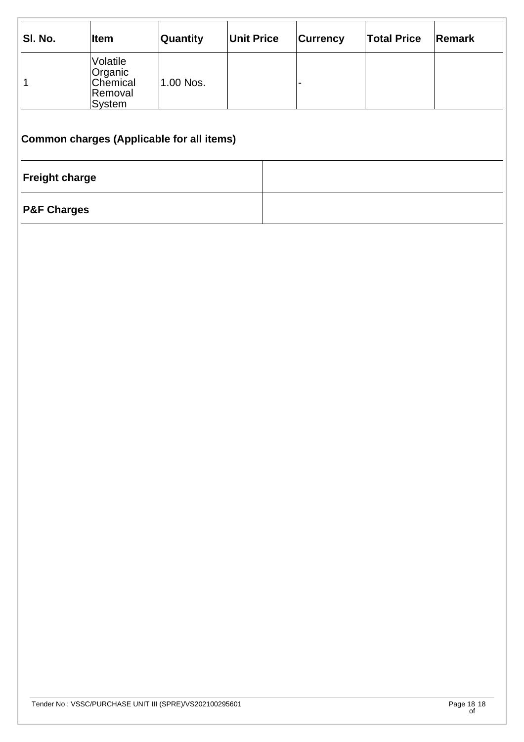| Sl. No. | Item | Quantity | Unit Price | Currency | Total Price | Remark |
| --- | --- | --- | --- | --- | --- | --- |
| 1 | Volatile Organic Chemical Removal System | 1.00 Nos. | | - | | |

**Common charges (Applicable for all items)**

| | |
| --- | --- |
| **Freight charge** | |
| **P&F Charges** | |